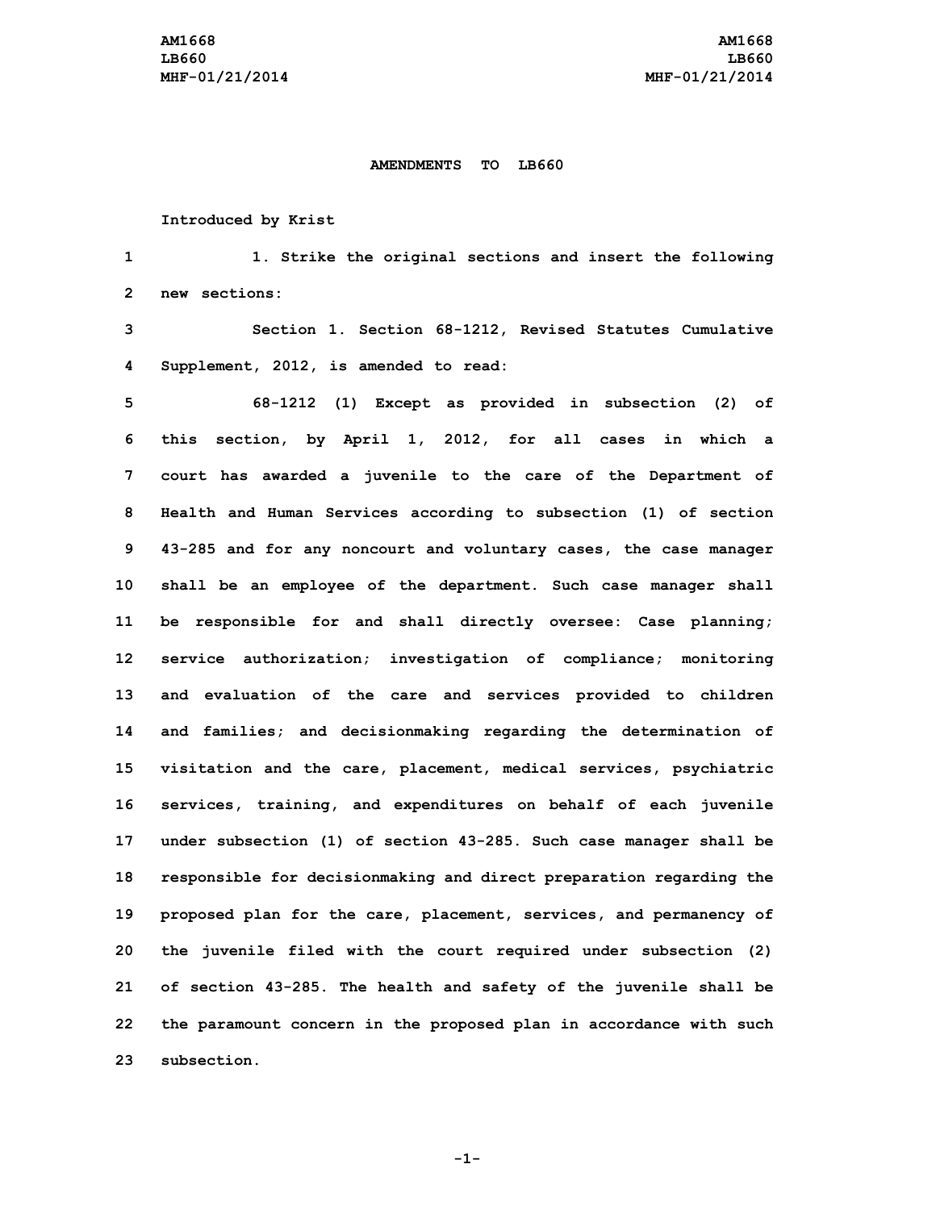AMENDMENTS TO LB660

Introduced by Krist

1. Strike the original sections and insert the following new sections:

Section 1. Section 68-1212, Revised Statutes Cumulative Supplement, 2012, is amended to read:

68-1212 (1) Except as provided in subsection (2) of this section, by April 1, 2012, for all cases in which a court has awarded a juvenile to the care of the Department of Health and Human Services according to subsection (1) of section 43-285 and for any noncourt and voluntary cases, the case manager shall be an employee of the department. Such case manager shall be responsible for and shall directly oversee: Case planning; service authorization; investigation of compliance; monitoring and evaluation of the care and services provided to children and families; and decisionmaking regarding the determination of visitation and the care, placement, medical services, psychiatric services, training, and expenditures on behalf of each juvenile under subsection (1) of section 43-285. Such case manager shall be responsible for decisionmaking and direct preparation regarding the proposed plan for the care, placement, services, and permanency of the juvenile filed with the court required under subsection (2) of section 43-285. The health and safety of the juvenile shall be the paramount concern in the proposed plan in accordance with such subsection.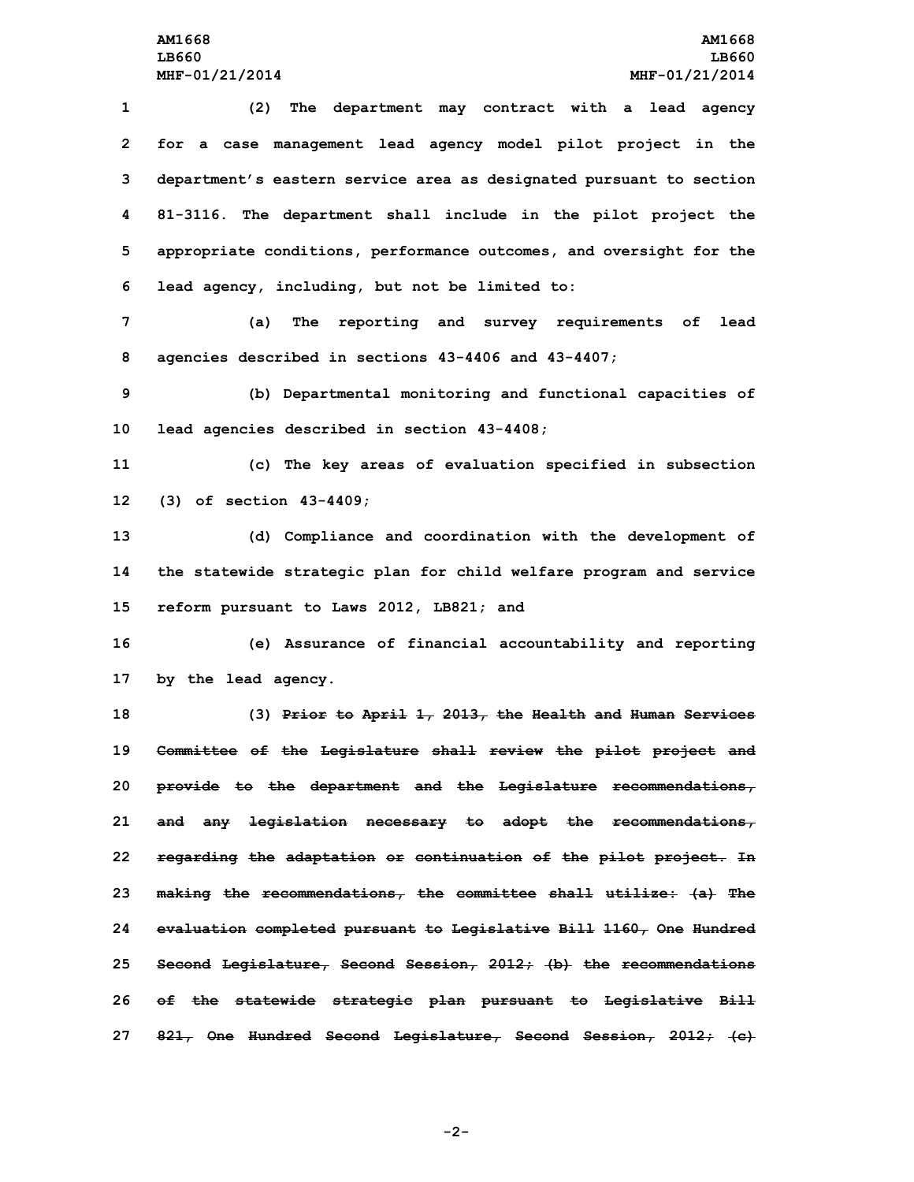(2) The department may contract with a lead agency for a case management lead agency model pilot project in the department's eastern service area as designated pursuant to section 81-3116. The department shall include in the pilot project the appropriate conditions, performance outcomes, and oversight for the lead agency, including, but not be limited to:

(a) The reporting and survey requirements of lead agencies described in sections 43-4406 and 43-4407;

(b) Departmental monitoring and functional capacities of lead agencies described in section 43-4408;

(c) The key areas of evaluation specified in subsection (3) of section 43-4409;

(d) Compliance and coordination with the development of the statewide strategic plan for child welfare program and service reform pursuant to Laws 2012, LB821; and

(e) Assurance of financial accountability and reporting by the lead agency.

(3) ~~Prior to April 1, 2013, the Health and Human Services Committee of the Legislature shall review the pilot project and provide to the department and the Legislature recommendations, and any legislation necessary to adopt the recommendations, regarding the adaptation or continuation of the pilot project. In making the recommendations, the committee shall utilize: (a) The evaluation completed pursuant to Legislative Bill 1160, One Hundred Second Legislature, Second Session, 2012; (b) the recommendations of the statewide strategic plan pursuant to Legislative Bill 821, One Hundred Second Legislature, Second Session, 2012; (c)~~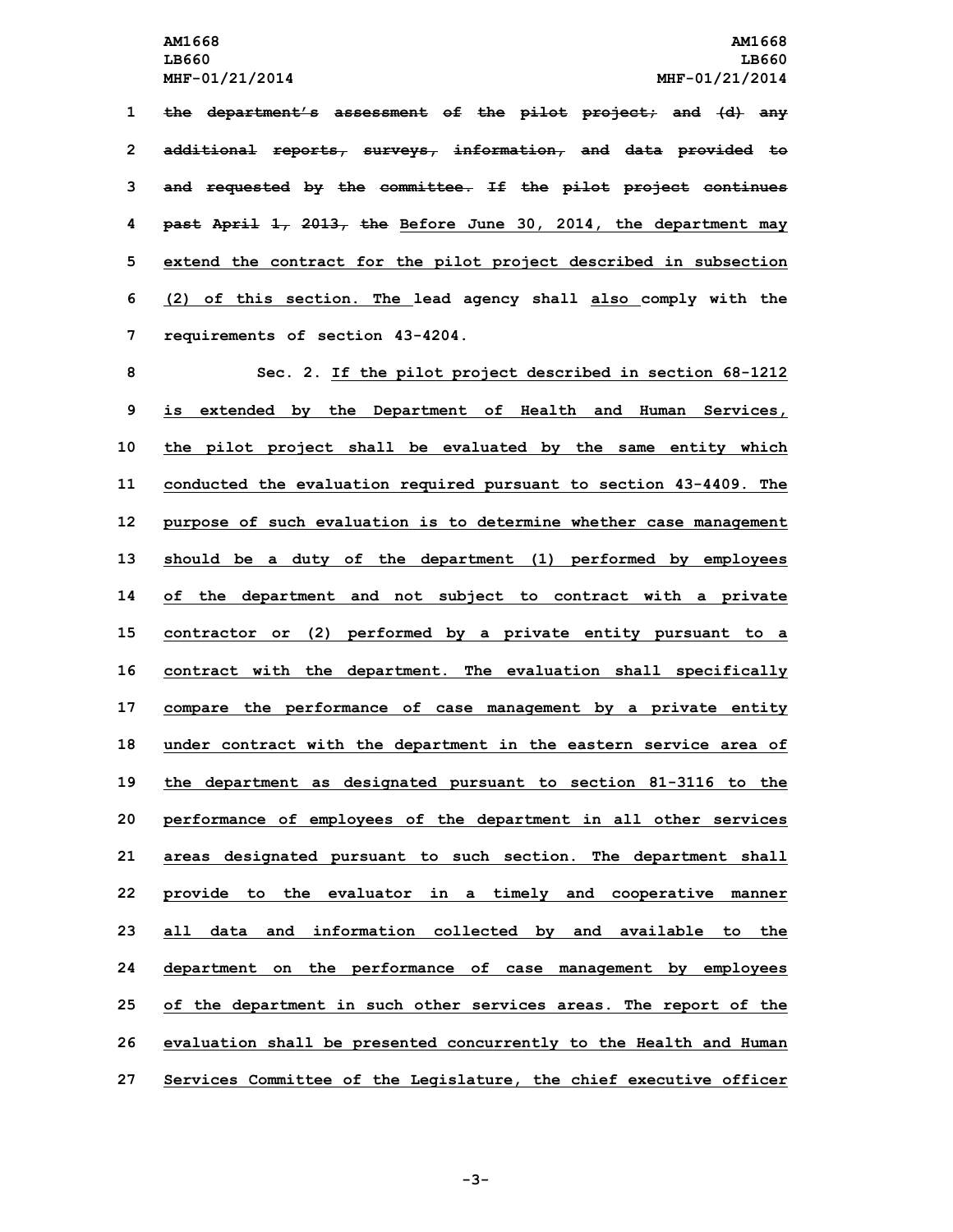~~the department's assessment of the pilot project; and (d) any additional reports, surveys, information, and data provided to and requested by the committee. If the pilot project continues past April 1, 2013, the~~ Before June 30, 2014, the department may extend the contract for the pilot project described in subsection (2) of this section. The lead agency shall also comply with the requirements of section 43-4204.

Sec. 2. If the pilot project described in section 68-1212 is extended by the Department of Health and Human Services, the pilot project shall be evaluated by the same entity which conducted the evaluation required pursuant to section 43-4409. The purpose of such evaluation is to determine whether case management should be a duty of the department (1) performed by employees of the department and not subject to contract with a private contractor or (2) performed by a private entity pursuant to a contract with the department. The evaluation shall specifically compare the performance of case management by a private entity under contract with the department in the eastern service area of the department as designated pursuant to section 81-3116 to the performance of employees of the department in all other services areas designated pursuant to such section. The department shall provide to the evaluator in a timely and cooperative manner all data and information collected by and available to the department on the performance of case management by employees of the department in such other services areas. The report of the evaluation shall be presented concurrently to the Health and Human Services Committee of the Legislature, the chief executive officer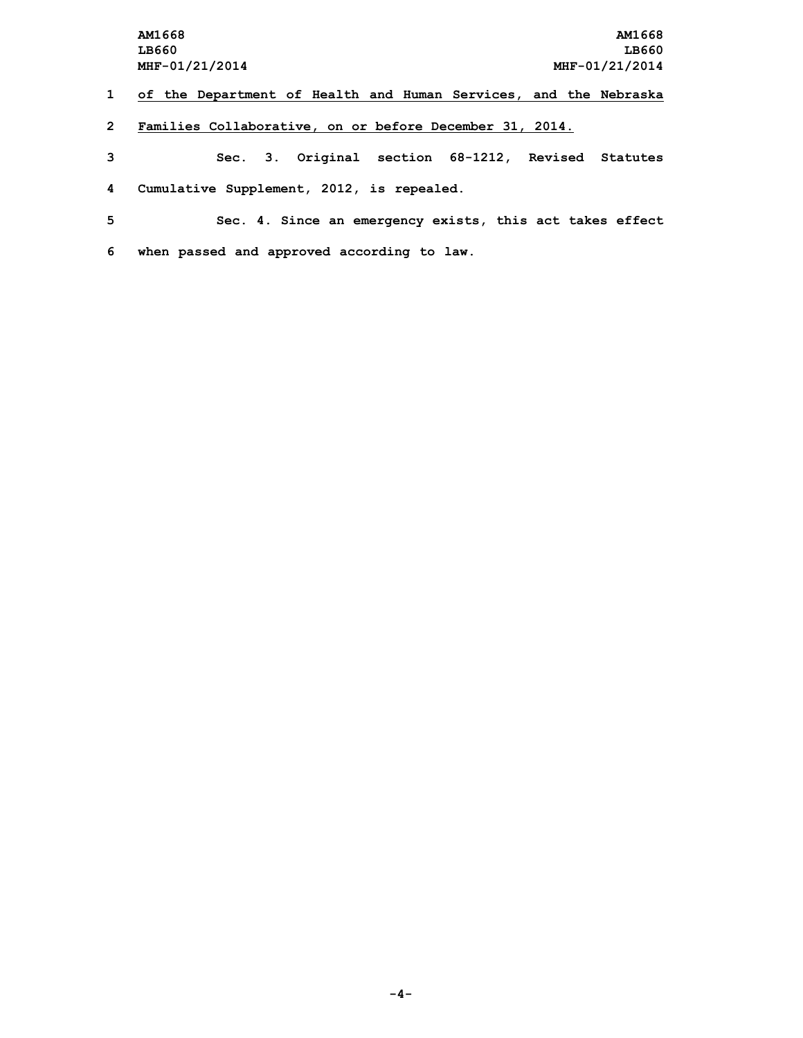of the Department of Health and Human Services, and the Nebraska Families Collaborative, on or before December 31, 2014.

Sec. 3. Original section 68-1212, Revised Statutes Cumulative Supplement, 2012, is repealed.

Sec. 4. Since an emergency exists, this act takes effect when passed and approved according to law.